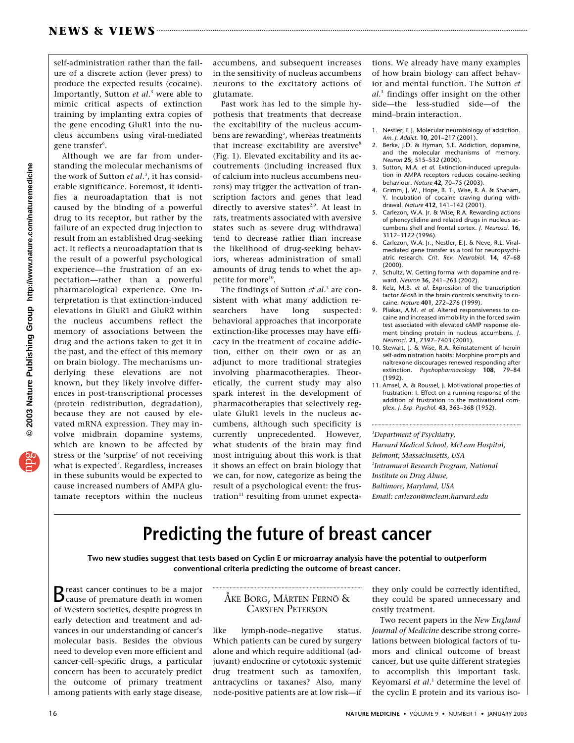self-administration rather than the failure of a discrete action (lever press) to produce the expected results (cocaine). Importantly, Sutton *et al*.[3] were able to mimic critical aspects of extinction training by implanting extra copies of the gene encoding GluR1 into the nucleus accumbens using viral-mediated gene transfer[6].

Although we are far from understanding the molecular mechanisms of the work of Sutton *et al*.[3], it has considerable significance. Foremost, it identifies a neuroadaptation that is not caused by the binding of a powerful drug to its receptor, but rather by the failure of an expected drug injection to result from an established drug-seeking act. It reflects a neuroadaptation that is the result of a powerful psychological experience—the frustration of an expectation—rather than a powerful pharmacological experience. One interpretation is that extinction-induced elevations in GluR1 and GluR2 within the nucleus accumbens reflect the memory of associations between the drug and the actions taken to get it in the past, and the effect of this memory on brain biology. The mechanisms underlying these elevations are not known, but they likely involve differences in post-transcriptional processes (protein redistribution, degradation), because they are not caused by elevated mRNA expression. They may involve midbrain dopamine systems, which are known to be affected by stress or the 'surprise' of not receiving what is expected[7]. Regardless, increases in these subunits would be expected to cause increased numbers of AMPA glutamate receptors within the nucleus accumbens, and subsequent increases in the sensitivity of nucleus accumbens neurons to the excitatory actions of glutamate.

Past work has led to the simple hypothesis that treatments that decrease the excitability of the nucleus accumbens are rewarding[5], whereas treatments that increase excitability are aversive[8] (Fig. 1). Elevated excitability and its accoutrements (including increased flux of calcium into nucleus accumbens neurons) may trigger the activation of transcription factors and genes that lead directly to aversive states[2,9]. At least in rats, treatments associated with aversive states such as severe drug withdrawal tend to decrease rather than increase the likelihood of drug-seeking behaviors, whereas administration of small amounts of drug tends to whet the appetite for more[10].

The findings of Sutton *et al*.[3] are consistent with what many addiction researchers have long suspected: behavioral approaches that incorporate extinction-like processes may have efficacy in the treatment of cocaine addiction, either on their own or as an adjunct to more traditional strategies involving pharmacotherapies. Theoretically, the current study may also spark interest in the development of pharmacotherapies that selectively regulate GluR1 levels in the nucleus accumbens, although such specificity is currently unprecedented. However, what students of the brain may find most intriguing about this work is that it shows an effect on brain biology that we can, for now, categorize as being the result of a psychological event: the frustration[11] resulting from unmet expectations. We already have many examples of how brain biology can affect behavior and mental function. The Sutton *et al*.[3] findings offer insight on the other side—the less-studied side—of the mind–brain interaction.

1. Nestler, E.J. Molecular neurobiology of addiction. *Am. J. Addict.* **10**, 201–217 (2001).
2. Berke, J.D. & Hyman, S.E. Addiction, dopamine, and the molecular mechanisms of memory. *Neuron* **25**, 515–532 (2000).
3. Sutton, M.A. *et al.* Extinction-induced upregulation in AMPA receptors reduces cocaine-seeking behaviour. *Nature* **42**, 70–75 (2003).
4. Grimm, J. W., Hope, B. T., Wise, R. A. & Shaham, Y. Incubation of cocaine craving during withdrawal. *Nature* **412**, 141–142 (2001).
5. Carlezon, W.A. Jr. & Wise, R.A. Rewarding actions of phencyclidine and related drugs in nucleus accumbens shell and frontal cortex. *J. Neurosci.* **16**, 3112–3122 (1996).
6. Carlezon, W.A. Jr., Nestler, E.J. & Neve, R.L. Viral-mediated gene transfer as a tool for neuropsychiatric research. *Crit. Rev. Neurobiol.* **14**, 47–68 (2000).
7. Schultz, W. Getting formal with dopamine and reward. *Neuron* **36**, 241–263 (2002).
8. Kelz, M.B. *et al.* Expression of the transcription factor ΔFosB in the brain controls sensitivity to cocaine. *Nature* **401**, 272–276 (1999).
9. Pliakas, A.M. *et al.* Altered responsiveness to cocaine and increased immobility in the forced swim test associated with elevated cAMP response element binding protein in nucleus accumbens. *J. Neurosci.* **21**, 7397–7403 (2001).
10. Stewart, J. & Wise, R.A. Reinstatement of heroin self-administration habits: Morphine prompts and naltrexone discourages renewed responding after extinction. *Psychopharmacology* **108**, 79–84 (1992).
11. Amsel, A. & Roussel, J. Motivational properties of frustration: I. Effect on a running response of the addition of frustration to the motivational complex. *J. Exp. Psychol.* **43**, 363–368 (1952).

*[1]Department of Psychiatry, Harvard Medical School, McLean Hospital, Belmont, Massachusetts, USA*
*[2]Intramural Research Program, National Institute on Drug Abuse, Baltimore, Maryland, USA*
*Email: carlezon@mclean.harvard.edu*

# Predicting the future of breast cancer

**Two new studies suggest that tests based on Cyclin E or microarray analysis have the potential to outperform conventional criteria predicting the outcome of breast cancer.**

ÅKE BORG, MÅRTEN FERNÖ & CARSTEN PETERSON

Breast cancer continues to be a major cause of premature death in women of Western societies, despite progress in early detection and treatment and advances in our understanding of cancer's molecular basis. Besides the obvious need to develop even more efficient and cancer-cell–specific drugs, a particular concern has been to accurately predict the outcome of primary treatment among patients with early stage disease, like lymph-node–negative status. Which patients can be cured by surgery alone and which require additional (adjuvant) endocrine or cytotoxic systemic drug treatment such as tamoxifen, antracyclins or taxanes? Also, many node-positive patients are at low risk—if they only could be correctly identified, they could be spared unnecessary and costly treatment.

Two recent papers in the *New England Journal of Medicine* describe strong correlations between biological factors of tumors and clinical outcome of breast cancer, but use quite different strategies to accomplish this important task. Keyomarsi *et al*.[1] determine the level of the cyclin E protein and its various iso-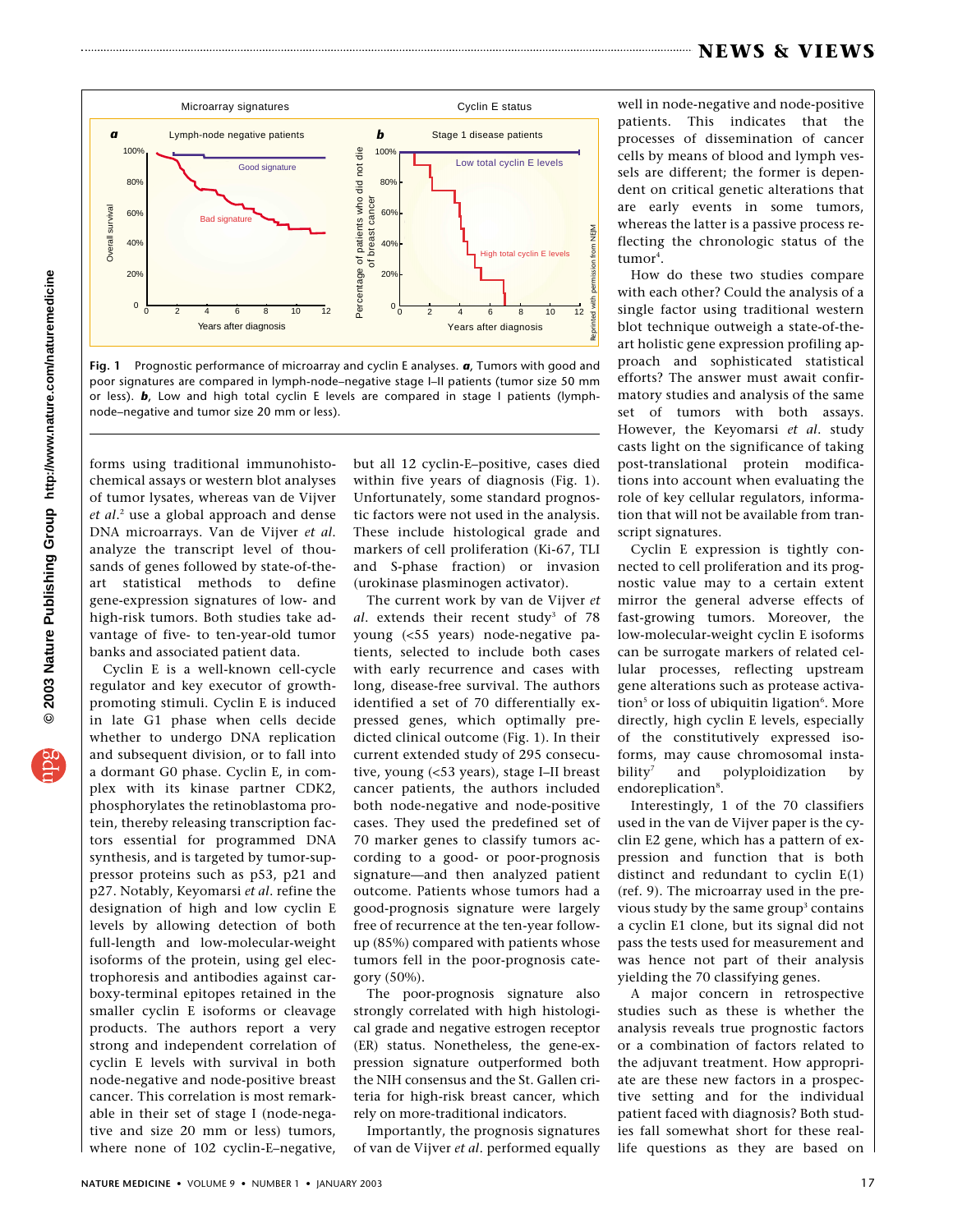Fig. 1 Prognostic performance of microarray and cyclin E analyses. ***a***, Tumors with good and poor signatures are compared in lymph-node–negative stage I–II patients (tumor size 50 mm or less). ***b***, Low and high total cyclin E levels are compared in stage I patients (lymph-node–negative and tumor size 20 mm or less).

forms using traditional immunohistochemical assays or western blot analyses of tumor lysates, whereas van de Vijver *et al.*[2] use a global approach and dense DNA microarrays. Van de Vijver *et al.* analyze the transcript level of thousands of genes followed by state-of-the-art statistical methods to define gene-expression signatures of low- and high-risk tumors. Both studies take advantage of five- to ten-year-old tumor banks and associated patient data.

Cyclin E is a well-known cell-cycle regulator and key executor of growth-promoting stimuli. Cyclin E is induced in late G1 phase when cells decide whether to undergo DNA replication and subsequent division, or to fall into a dormant G0 phase. Cyclin E, in complex with its kinase partner CDK2, phosphorylates the retinoblastoma protein, thereby releasing transcription factors essential for programmed DNA synthesis, and is targeted by tumor-suppressor proteins such as p53, p21 and p27. Notably, Keyomarsi *et al.* refine the designation of high and low cyclin E levels by allowing detection of both full-length and low-molecular-weight isoforms of the protein, using gel electrophoresis and antibodies against carboxy-terminal epitopes retained in the smaller cyclin E isoforms or cleavage products. The authors report a very strong and independent correlation of cyclin E levels with survival in both node-negative and node-positive breast cancer. This correlation is most remarkable in their set of stage I (node-negative and size 20 mm or less) tumors, where none of 102 cyclin-E–negative, but all 12 cyclin-E–positive, cases died within five years of diagnosis (Fig. 1). Unfortunately, some standard prognostic factors were not used in the analysis. These include histological grade and markers of cell proliferation (Ki-67, TLI and S-phase fraction) or invasion (urokinase plasminogen activator).

The current work by van de Vijver *et al.* extends their recent study[3] of 78 young (<55 years) node-negative patients, selected to include both cases with early recurrence and cases with long, disease-free survival. The authors identified a set of 70 differentially expressed genes, which optimally predicted clinical outcome (Fig. 1). In their current extended study of 295 consecutive, young (<53 years), stage I–II breast cancer patients, the authors included both node-negative and node-positive cases. They used the predefined set of 70 marker genes to classify tumors according to a good- or poor-prognosis signature—and then analyzed patient outcome. Patients whose tumors had a good-prognosis signature were largely free of recurrence at the ten-year follow-up (85%) compared with patients whose tumors fell in the poor-prognosis category (50%).

The poor-prognosis signature also strongly correlated with high histological grade and negative estrogen receptor (ER) status. Nonetheless, the gene-expression signature outperformed both the NIH consensus and the St. Gallen criteria for high-risk breast cancer, which rely on more-traditional indicators.

Importantly, the prognosis signatures of van de Vijver *et al.* performed equally well in node-negative and node-positive patients. This indicates that the processes of dissemination of cancer cells by means of blood and lymph vessels are different; the former is dependent on critical genetic alterations that are early events in some tumors, whereas the latter is a passive process reflecting the chronologic status of the tumor[4].

How do these two studies compare with each other? Could the analysis of a single factor using traditional western blot technique outweigh a state-of-the-art holistic gene expression profiling approach and sophisticated statistical efforts? The answer must await confirmatory studies and analysis of the same set of tumors with both assays. However, the Keyomarsi *et al.* study casts light on the significance of taking post-translational protein modifications into account when evaluating the role of key cellular regulators, information that will not be available from transcript signatures.

Cyclin E expression is tightly connected to cell proliferation and its prognostic value may to a certain extent mirror the general adverse effects of fast-growing tumors. Moreover, the low-molecular-weight cyclin E isoforms can be surrogate markers of related cellular processes, reflecting upstream gene alterations such as protease activation[5] or loss of ubiquitin ligation[6]. More directly, high cyclin E levels, especially of the constitutively expressed isoforms, may cause chromosomal instability[7] and polyploidization by endoreplication[8].

Interestingly, 1 of the 70 classifiers used in the van de Vijver paper is the cyclin E2 gene, which has a pattern of expression and function that is both distinct and redundant to cyclin E(1) (ref. 9). The microarray used in the previous study by the same group[3] contains a cyclin E1 clone, but its signal did not pass the tests used for measurement and was hence not part of their analysis yielding the 70 classifying genes.

A major concern in retrospective studies such as these is whether the analysis reveals true prognostic factors or a combination of factors related to the adjuvant treatment. How appropriate are these new factors in a prospective setting and for the individual patient faced with diagnosis? Both studies fall somewhat short for these real-life questions as they are based on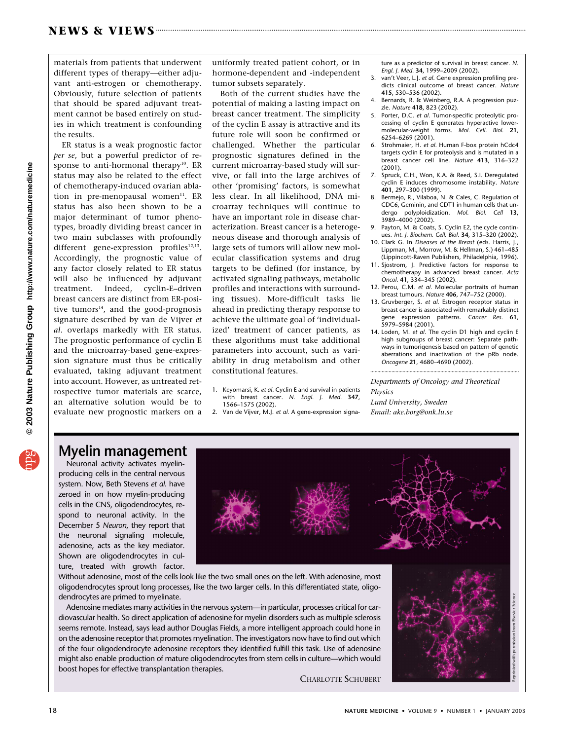materials from patients that underwent different types of therapy—either adjuvant anti-estrogen or chemotherapy. Obviously, future selection of patients that should be spared adjuvant treatment cannot be based entirely on studies in which treatment is confounding the results.

ER status is a weak prognostic factor *per se*, but a powerful predictor of response to anti-hormonal therapy[10]. ER status may also be related to the effect of chemotherapy-induced ovarian ablation in pre-menopausal women[11]. ER status has also been shown to be a major determinant of tumor phenotypes, broadly dividing breast cancer in two main subclasses with profoundly different gene-expression profiles[12,13]. Accordingly, the prognostic value of any factor closely related to ER status will also be influenced by adjuvant treatment. Indeed, cyclin-E–driven breast cancers are distinct from ER-positive tumors[14], and the good-prognosis signature described by van de Vijver *et al*. overlaps markedly with ER status. The prognostic performance of cyclin E and the microarray-based gene-expression signature must thus be critically evaluated, taking adjuvant treatment into account. However, as untreated retrospective tumor materials are scarce, an alternative solution would be to evaluate new prognostic markers on a uniformly treated patient cohort, or in hormone-dependent and -independent tumor subsets separately.

Both of the current studies have the potential of making a lasting impact on breast cancer treatment. The simplicity of the cyclin E assay is attractive and its future role will soon be confirmed or challenged. Whether the particular prognostic signatures defined in the current microarray-based study will survive, or fall into the large archives of other 'promising' factors, is somewhat less clear. In all likelihood, DNA microarray techniques will continue to have an important role in disease characterization. Breast cancer is a heterogeneous disease and thorough analysis of large sets of tumors will allow new molecular classification systems and drug targets to be defined (for instance, by activated signaling pathways, metabolic profiles and interactions with surrounding tissues). More-difficult tasks lie ahead in predicting therapy response to achieve the ultimate goal of 'individualized' treatment of cancer patients, as these algorithms must take additional parameters into account, such as variability in drug metabolism and other constitutional features.

1. Keyomarsi, K. *et al*. Cyclin E and survival in patients with breast cancer. *N. Engl. J. Med.* **347**, 1566–1575 (2002).
2. Van de Vijver, M.J. *et al*. A gene-expression signature as a predictor of survival in breast cancer. *N. Engl. J. Med.* **34**, 1999–2009 (2002).
3. van't Veer, L.J. *et al*. Gene expression profiling predicts clinical outcome of breast cancer. *Nature* **415**, 530–536 (2002).
4. Bernards, R. & Weinberg, R.A. A progression puzzle. *Nature* **418**, 823 (2002).
5. Porter, D.C. *et al*. Tumor-specific proteolytic processing of cyclin E generates hyperactive lower-molecular-weight forms. *Mol. Cell. Biol.* **21**, 6254–6269 (2001).
6. Strohmaier, H. *et al*. Human F-box protein hCdc4 targets cyclin E for proteolysis and is mutated in a breast cancer cell line. *Nature* **413**, 316–322 (2001).
7. Spruck, C.H., Won, K.A. & Reed, S.I. Deregulated cyclin E induces chromosome instability. *Nature* **401**, 297–300 (1999).
8. Bermejo, R., Vilaboa, N. & Cales, C. Regulation of CDC6, Geminin, and CDT1 in human cells that undergo polyploidization. *Mol. Biol. Cell* **13**, 3989–4000 (2002).
9. Payton, M. & Coats, S. Cyclin E2, the cycle continues. *Int. J. Biochem. Cell. Biol.* **34**, 315–320 (2002).
10. Clark G. In *Diseases of the Breast* (eds. Harris, J., Lippman, M., Morrow, M. & Hellman, S.) 461–485 (Lippincott-Raven Publishers, Philadelphia, 1996).
11. Sjostrom, J. Predictive factors for response to chemotherapy in advanced breast cancer. *Acta Oncol.* **41**, 334–345 (2002).
12. Perou, C.M. *et al*. Molecular portraits of human breast tumours. *Nature* **406**, 747–752 (2000).
13. Gruvberger, S. *et al*. Estrogen receptor status in breast cancer is associated with remarkably distinct gene expression patterns. *Cancer Res.* **61**, 5979–5984 (2001).
14. Loden, M. *et al*. The cyclin D1 high and cyclin E high subgroups of breast cancer: Separate pathways in tumorigenesis based on pattern of genetic aberrations and inactivation of the pRb node. *Oncogene* **21**, 4680–4690 (2002).

*Departments of Oncology and Theoretical Physics*
*Lund University, Sweden*
*Email: ake.borg@onk.lu.se*

## Myelin management

Neuronal activity activates myelin-producing cells in the central nervous system. Now, Beth Stevens *et al.* have zeroed in on how myelin-producing cells in the CNS, oligodendrocytes, respond to neuronal activity. In the December 5 *Neuron*, they report that the neuronal signaling molecule, adenosine, acts as the key mediator. Shown are oligodendrocytes in culture, treated with growth factor. Without adenosine, most of the cells look like the two small ones on the left. With adenosine, most oligodendrocytes sprout long processes, like the two larger cells. In this differentiated state, oligodendrocytes are primed to myelinate.

Adenosine mediates many activities in the nervous system—in particular, processes critical for cardiovascular health. So direct application of adenosine for myelin disorders such as multiple sclerosis seems remote. Instead, says lead author Douglas Fields, a more intelligent approach could hone in on the adenosine receptor that promotes myelination. The investigators now have to find out which of the four oligodendrocyte adenosine receptors they identified fulfill this task. Use of adenosine might also enable production of mature oligodendrocytes from stem cells in culture—which would boost hopes for effective transplantation therapies.

Charlotte Schubert

Reprinted with permission from Elsevier Science